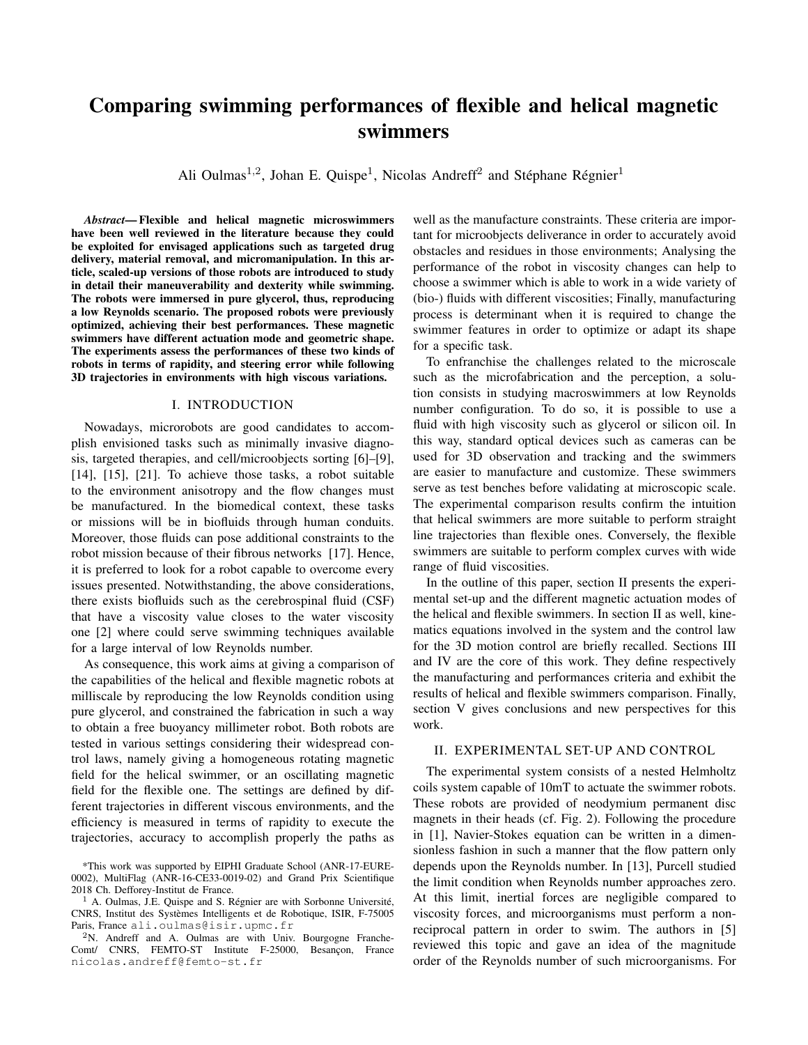# Comparing swimming performances of flexible and helical magnetic swimmers

Ali Oulmas[1,2], Johan E. Quispe[1], Nicolas Andreff[2] and Stéphane Régnier[1]

***Abstract*— Flexible and helical magnetic microswimmers have been well reviewed in the literature because they could be exploited for envisaged applications such as targeted drug delivery, material removal, and micromanipulation. In this article, scaled-up versions of those robots are introduced to study in detail their maneuverability and dexterity while swimming. The robots were immersed in pure glycerol, thus, reproducing a low Reynolds scenario. The proposed robots were previously optimized, achieving their best performances. These magnetic swimmers have different actuation mode and geometric shape. The experiments assess the performances of these two kinds of robots in terms of rapidity, and steering error while following 3D trajectories in environments with high viscous variations.**

## I. INTRODUCTION

Nowadays, microrobots are good candidates to accomplish envisioned tasks such as minimally invasive diagnosis, targeted therapies, and cell/microobjects sorting [6]–[9], [14], [15], [21]. To achieve those tasks, a robot suitable to the environment anisotropy and the flow changes must be manufactured. In the biomedical context, these tasks or missions will be in biofluids through human conduits. Moreover, those fluids can pose additional constraints to the robot mission because of their fibrous networks [17]. Hence, it is preferred to look for a robot capable to overcome every issues presented. Notwithstanding, the above considerations, there exists biofluids such as the cerebrospinal fluid (CSF) that have a viscosity value closes to the water viscosity one [2] where could serve swimming techniques available for a large interval of low Reynolds number.

As consequence, this work aims at giving a comparison of the capabilities of the helical and flexible magnetic robots at milliscale by reproducing the low Reynolds condition using pure glycerol, and constrained the fabrication in such a way to obtain a free buoyancy millimeter robot. Both robots are tested in various settings considering their widespread control laws, namely giving a homogeneous rotating magnetic field for the helical swimmer, or an oscillating magnetic field for the flexible one. The settings are defined by different trajectories in different viscous environments, and the efficiency is measured in terms of rapidity to execute the trajectories, accuracy to accomplish properly the paths as well as the manufacture constraints. These criteria are important for microobjects deliverance in order to accurately avoid obstacles and residues in those environments; Analysing the performance of the robot in viscosity changes can help to choose a swimmer which is able to work in a wide variety of (bio-) fluids with different viscosities; Finally, manufacturing process is determinant when it is required to change the swimmer features in order to optimize or adapt its shape for a specific task.

To enfranchise the challenges related to the microscale such as the microfabrication and the perception, a solution consists in studying macroswimmers at low Reynolds number configuration. To do so, it is possible to use a fluid with high viscosity such as glycerol or silicon oil. In this way, standard optical devices such as cameras can be used for 3D observation and tracking and the swimmers are easier to manufacture and customize. These swimmers serve as test benches before validating at microscopic scale. The experimental comparison results confirm the intuition that helical swimmers are more suitable to perform straight line trajectories than flexible ones. Conversely, the flexible swimmers are suitable to perform complex curves with wide range of fluid viscosities.

In the outline of this paper, section II presents the experimental set-up and the different magnetic actuation modes of the helical and flexible swimmers. In section II as well, kinematics equations involved in the system and the control law for the 3D motion control are briefly recalled. Sections III and IV are the core of this work. They define respectively the manufacturing and performances criteria and exhibit the results of helical and flexible swimmers comparison. Finally, section V gives conclusions and new perspectives for this work.

## II. EXPERIMENTAL SET-UP AND CONTROL

The experimental system consists of a nested Helmholtz coils system capable of 10mT to actuate the swimmer robots. These robots are provided of neodymium permanent disc magnets in their heads (cf. Fig. 2). Following the procedure in [1], Navier-Stokes equation can be written in a dimensionless fashion in such a manner that the flow pattern only depends upon the Reynolds number. In [13], Purcell studied the limit condition when Reynolds number approaches zero. At this limit, inertial forces are negligible compared to viscosity forces, and microorganisms must perform a non-reciprocal pattern in order to swim. The authors in [5] reviewed this topic and gave an idea of the magnitude order of the Reynolds number of such microorganisms. For

*This work was supported by EIPHI Graduate School (ANR-17-EURE-0002), MultiFlag (ANR-16-CE33-0019-02) and Grand Prix Scientifique 2018 Ch. Defforey-Institut de France.

[1] A. Oulmas, J.E. Quispe and S. Régnier are with Sorbonne Université, CNRS, Institut des Systèmes Intelligents et de Robotique, ISIR, F-75005 Paris, France ali.oulmas@isir.upmc.fr

[2] N. Andreff and A. Oulmas are with Univ. Bourgogne Franche-Comt/ CNRS, FEMTO-ST Institute F-25000, Besançon, France nicolas.andreff@femto-st.fr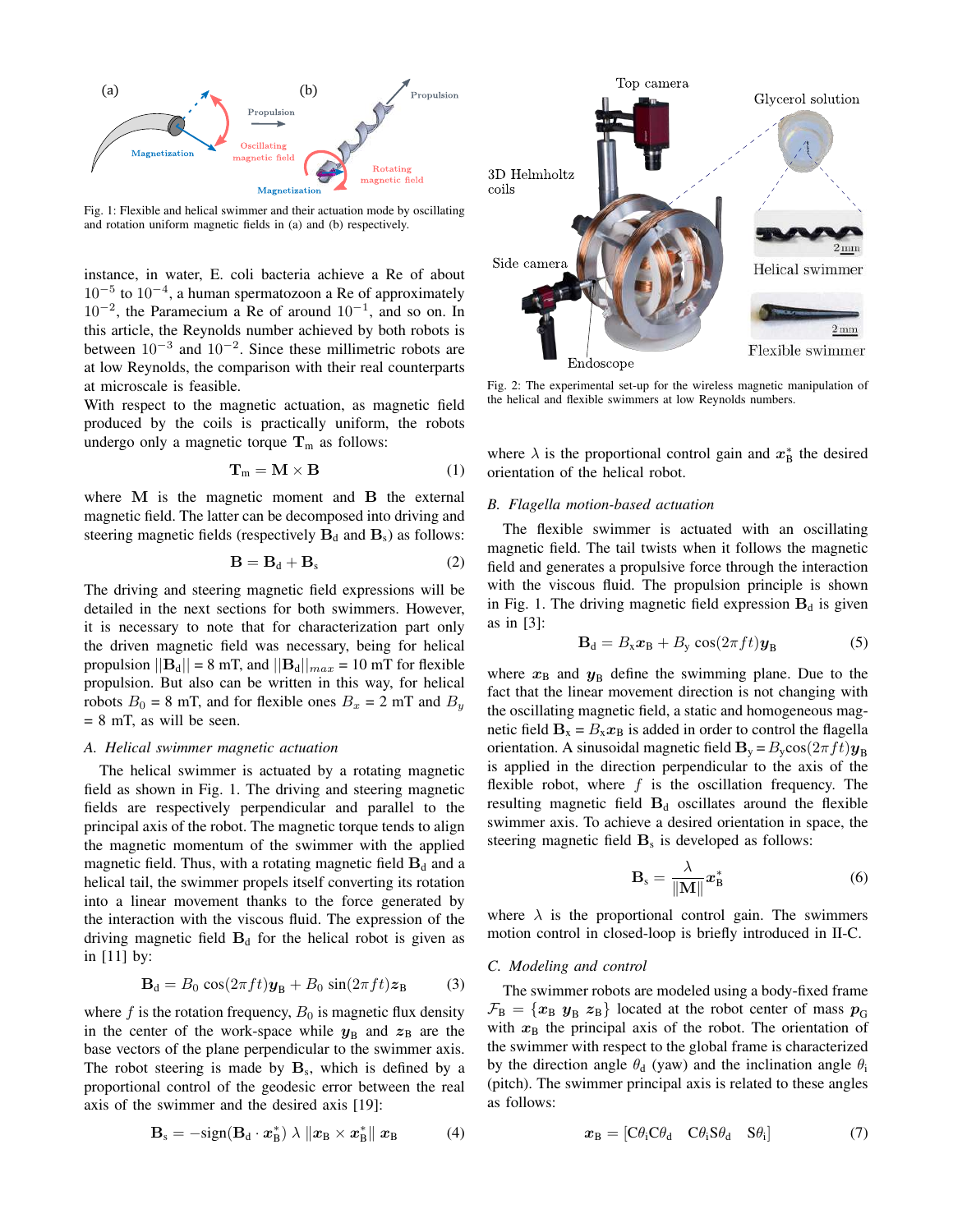Fig. 1: Flexible and helical swimmer and their actuation mode by oscillating and rotation uniform magnetic fields in (a) and (b) respectively.

instance, in water, E. coli bacteria achieve a Re of about $10^{-5}$ to $10^{-4}$, a human spermatozoon a Re of approximately $10^{-2}$, the Paramecium a Re of around $10^{-1}$, and so on. In this article, the Reynolds number achieved by both robots is between $10^{-3}$ and $10^{-2}$. Since these millimetric robots are at low Reynolds, the comparison with their real counterparts at microscale is feasible.

With respect to the magnetic actuation, as magnetic field produced by the coils is practically uniform, the robots undergo only a magnetic torque $\mathbf{T}_\mathrm{m}$ as follows:

$$\mathbf{T}_\mathrm{m} = \mathbf{M} \times \mathbf{B} \tag{1}$$

where $\mathbf{M}$ is the magnetic moment and $\mathbf{B}$ the external magnetic field. The latter can be decomposed into driving and steering magnetic fields (respectively $\mathbf{B}_\mathrm{d}$ and $\mathbf{B}_\mathrm{s}$) as follows:

$$\mathbf{B} = \mathbf{B}_\mathrm{d} + \mathbf{B}_\mathrm{s} \tag{2}$$

The driving and steering magnetic field expressions will be detailed in the next sections for both swimmers. However, it is necessary to note that for characterization part only the driven magnetic field was necessary, being for helical propulsion $||\mathbf{B}_\mathrm{d}||$ = 8 mT, and $||\mathbf{B}_\mathrm{d}||_{max}$ = 10 mT for flexible propulsion. But also can be written in this way, for helical robots $B_0$ = 8 mT, and for flexible ones $B_x$ = 2 mT and $B_y$ = 8 mT, as will be seen.

### A. Helical swimmer magnetic actuation

The helical swimmer is actuated by a rotating magnetic field as shown in Fig. 1. The driving and steering magnetic fields are respectively perpendicular and parallel to the principal axis of the robot. The magnetic torque tends to align the magnetic momentum of the swimmer with the applied magnetic field. Thus, with a rotating magnetic field $\mathbf{B}_\mathrm{d}$ and a helical tail, the swimmer propels itself converting its rotation into a linear movement thanks to the force generated by the interaction with the viscous fluid. The expression of the driving magnetic field $\mathbf{B}_\mathrm{d}$ for the helical robot is given as in [11] by:

$$\mathbf{B}_\mathrm{d} = B_0 \cos(2\pi f t)\boldsymbol{y}_\mathrm{B} + B_0 \sin(2\pi f t)\boldsymbol{z}_\mathrm{B} \tag{3}$$

where $f$ is the rotation frequency, $B_0$ is magnetic flux density in the center of the work-space while $\boldsymbol{y}_\mathrm{B}$ and $\boldsymbol{z}_\mathrm{B}$ are the base vectors of the plane perpendicular to the swimmer axis. The robot steering is made by $\mathbf{B}_\mathrm{s}$, which is defined by a proportional control of the geodesic error between the real axis of the swimmer and the desired axis [19]:

$$\mathbf{B}_\mathrm{s} = -\mathrm{sign}(\mathbf{B}_\mathrm{d} \cdot \boldsymbol{x}_\mathrm{B}^*)\ \lambda\ \|\boldsymbol{x}_\mathrm{B} \times \boldsymbol{x}_\mathrm{B}^*\|\ \boldsymbol{x}_\mathrm{B} \tag{4}$$

Fig. 2: The experimental set-up for the wireless magnetic manipulation of the helical and flexible swimmers at low Reynolds numbers.

where $\lambda$ is the proportional control gain and $\boldsymbol{x}_\mathrm{B}^*$ the desired orientation of the helical robot.

### B. Flagella motion-based actuation

The flexible swimmer is actuated with an oscillating magnetic field. The tail twists when it follows the magnetic field and generates a propulsive force through the interaction with the viscous fluid. The propulsion principle is shown in Fig. 1. The driving magnetic field expression $\mathbf{B}_\mathrm{d}$ is given as in [3]:

$$\mathbf{B}_\mathrm{d} = B_x\boldsymbol{x}_\mathrm{B} + B_y \cos(2\pi f t)\boldsymbol{y}_\mathrm{B} \tag{5}$$

where $\boldsymbol{x}_\mathrm{B}$ and $\boldsymbol{y}_\mathrm{B}$ define the swimming plane. Due to the fact that the linear movement direction is not changing with the oscillating magnetic field, a static and homogeneous magnetic field $\mathbf{B}_\mathrm{x} = B_\mathrm{x}\boldsymbol{x}_\mathrm{B}$ is added in order to control the flagella orientation. A sinusoidal magnetic field $\mathbf{B}_\mathrm{y} = B_\mathrm{y}\cos(2\pi f t)\boldsymbol{y}_\mathrm{B}$ is applied in the direction perpendicular to the axis of the flexible robot, where $f$ is the oscillation frequency. The resulting magnetic field $\mathbf{B}_\mathrm{d}$ oscillates around the flexible swimmer axis. To achieve a desired orientation in space, the steering magnetic field $\mathbf{B}_\mathrm{s}$ is developed as follows:

$$\mathbf{B}_\mathrm{s} = \frac{\lambda}{\|\mathbf{M}\|}\boldsymbol{x}_\mathrm{B}^* \tag{6}$$

where $\lambda$ is the proportional control gain. The swimmers motion control in closed-loop is briefly introduced in II-C.

### C. Modeling and control

The swimmer robots are modeled using a body-fixed frame $\mathcal{F}_\mathrm{B} = \{\boldsymbol{x}_\mathrm{B}\ \boldsymbol{y}_\mathrm{B}\ \boldsymbol{z}_\mathrm{B}\}$ located at the robot center of mass $\boldsymbol{p}_\mathrm{G}$ with $\boldsymbol{x}_\mathrm{B}$ the principal axis of the robot. The orientation of the swimmer with respect to the global frame is characterized by the direction angle $\theta_\mathrm{d}$ (yaw) and the inclination angle $\theta_\mathrm{i}$ (pitch). The swimmer principal axis is related to these angles as follows:

$$\boldsymbol{x}_\mathrm{B} = [\mathrm{C}\theta_\mathrm{i}\mathrm{C}\theta_\mathrm{d}\quad \mathrm{C}\theta_\mathrm{i}\mathrm{S}\theta_\mathrm{d}\quad \mathrm{S}\theta_\mathrm{i}] \tag{7}$$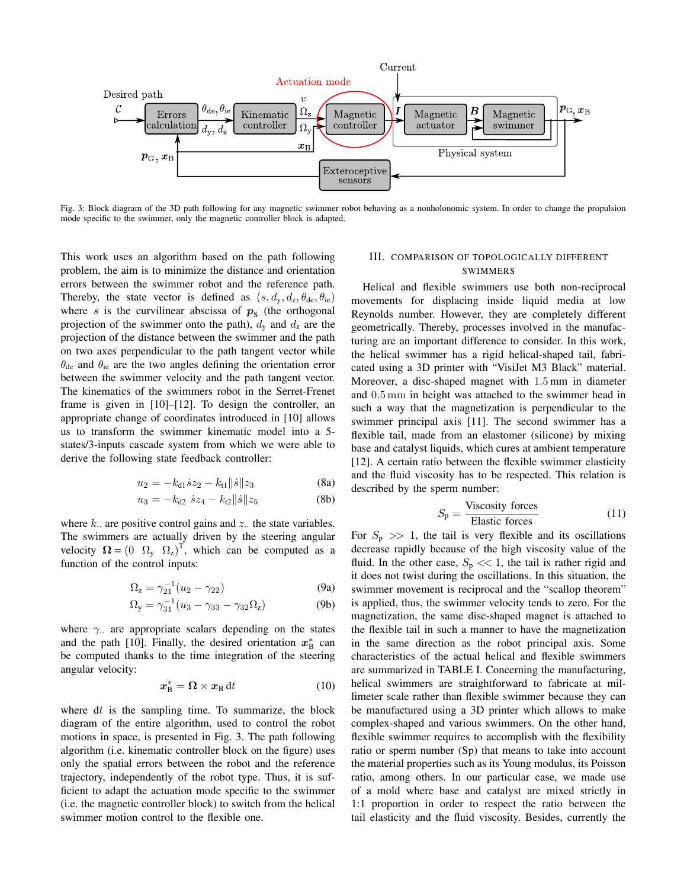Fig. 3: Block diagram of the 3D path following for any magnetic swimmer robot behaving as a nonholonomic system. In order to change the propulsion mode specific to the swimmer, only the magnetic controller block is adapted.

This work uses an algorithm based on the path following problem, the aim is to minimize the distance and orientation errors between the swimmer robot and the reference path. Thereby, the state vector is defined as $(s, d_y, d_z, \theta_{de}, \theta_{ie})$ where $s$ is the curvilinear abscissa of $\boldsymbol{p}_S$ (the orthogonal projection of the swimmer onto the path), $d_y$ and $d_z$ are the projection of the distance between the swimmer and the path on two axes perpendicular to the path tangent vector while $\theta_{de}$ and $\theta_{ie}$ are the two angles defining the orientation error between the swimmer velocity and the path tangent vector. The kinematics of the swimmers robot in the Serret-Frenet frame is given in [10]–[12]. To design the controller, an appropriate change of coordinates introduced in [10] allows us to transform the swimmer kinematic model into a 5-states/3-inputs cascade system from which we were able to derive the following state feedback controller:

$$u_2 = -k_{d1}\dot{s}z_2 - k_{t1}\|\dot{s}\|z_3 \tag{8a}$$

$$u_3 = -k_{d2}\ \dot{s}z_4 - k_{t2}\|\dot{s}\|z_5 \tag{8b}$$

where $k_{..}$ are positive control gains and $z_{..}$ the state variables. The swimmers are actually driven by the steering angular velocity $\boldsymbol{\Omega} = (0\ \ \Omega_y\ \ \Omega_z)^{\mathrm{T}}$, which can be computed as a function of the control inputs:

$$\Omega_z = \gamma_{21}^{-1}(u_2 - \gamma_{22}) \tag{9a}$$

$$\Omega_y = \gamma_{31}^{-1}(u_3 - \gamma_{33} - \gamma_{32}\Omega_z) \tag{9b}$$

where $\gamma_{..}$ are appropriate scalars depending on the states and the path [10]. Finally, the desired orientation $\boldsymbol{x}_B^*$ can be computed thanks to the time integration of the steering angular velocity:

$$\boldsymbol{x}_B^* = \boldsymbol{\Omega} \times \boldsymbol{x}_B\,\mathrm{d}t \tag{10}$$

where $\mathrm{d}t$ is the sampling time. To summarize, the block diagram of the entire algorithm, used to control the robot motions in space, is presented in Fig. 3. The path following algorithm (i.e. kinematic controller block on the figure) uses only the spatial errors between the robot and the reference trajectory, independently of the robot type. Thus, it is sufficient to adapt the actuation mode specific to the swimmer (i.e. the magnetic controller block) to switch from the helical swimmer motion control to the flexible one.

## III. Comparison of Topologically Different Swimmers

Helical and flexible swimmers use both non-reciprocal movements for displacing inside liquid media at low Reynolds number. However, they are completely different geometrically. Thereby, processes involved in the manufacturing are an important difference to consider. In this work, the helical swimmer has a rigid helical-shaped tail, fabricated using a 3D printer with "VisiJet M3 Black" material. Moreover, a disc-shaped magnet with 1.5 mm in diameter and 0.5 mm in height was attached to the swimmer head in such a way that the magnetization is perpendicular to the swimmer principal axis [11]. The second swimmer has a flexible tail, made from an elastomer (silicone) by mixing base and catalyst liquids, which cures at ambient temperature [12]. A certain ratio between the flexible swimmer elasticity and the fluid viscosity has to be respected. This relation is described by the sperm number:

$$S_p = \frac{\text{Viscosity forces}}{\text{Elastic forces}} \tag{11}$$

For $S_p >> 1$, the tail is very flexible and its oscillations decrease rapidly because of the high viscosity value of the fluid. In the other case, $S_p << 1$, the tail is rather rigid and it does not twist during the oscillations. In this situation, the swimmer movement is reciprocal and the "scallop theorem" is applied, thus, the swimmer velocity tends to zero. For the magnetization, the same disc-shaped magnet is attached to the flexible tail in such a manner to have the magnetization in the same direction as the robot principal axis. Some characteristics of the actual helical and flexible swimmers are summarized in TABLE I. Concerning the manufacturing, helical swimmers are straightforward to fabricate at millimeter scale rather than flexible swimmer because they can be manufactured using a 3D printer which allows to make complex-shaped and various swimmers. On the other hand, flexible swimmer requires to accomplish with the flexibility ratio or sperm number (Sp) that means to take into account the material properties such as its Young modulus, its Poisson ratio, among others. In our particular case, we made use of a mold where base and catalyst are mixed strictly in 1:1 proportion in order to respect the ratio between the tail elasticity and the fluid viscosity. Besides, currently the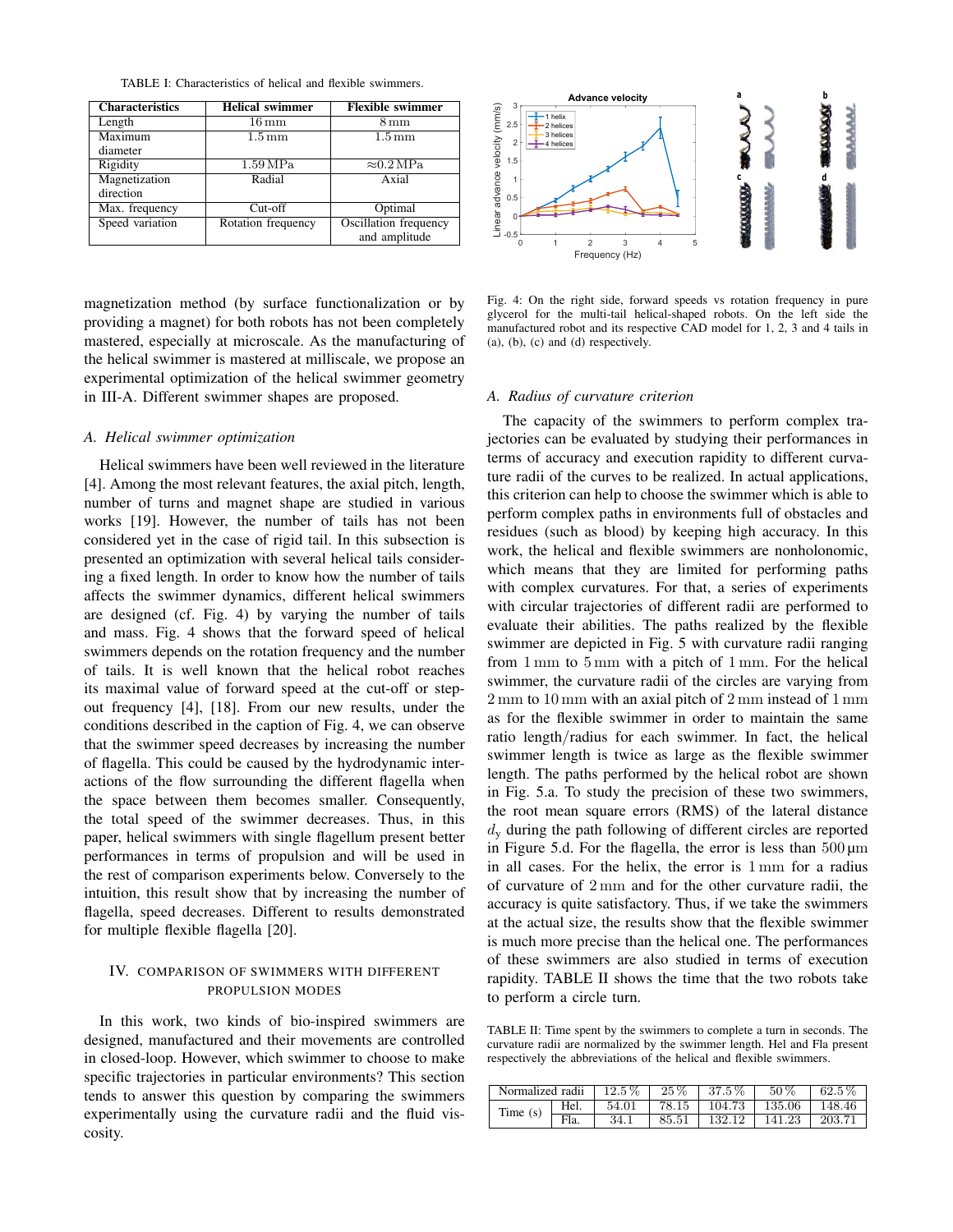TABLE I: Characteristics of helical and flexible swimmers.

| Characteristics | Helical swimmer | Flexible swimmer |
|---|---|---|
| Length | 16 mm | 8 mm |
| Maximum diameter | 1.5 mm | 1.5 mm |
| Rigidity | 1.59 MPa | ≈0.2 MPa |
| Magnetization direction | Radial | Axial |
| Max. frequency | Cut-off | Optimal |
| Speed variation | Rotation frequency | Oscillation frequency and amplitude |

magnetization method (by surface functionalization or by providing a magnet) for both robots has not been completely mastered, especially at microscale. As the manufacturing of the helical swimmer is mastered at milliscale, we propose an experimental optimization of the helical swimmer geometry in III-A. Different swimmer shapes are proposed.

### A. Helical swimmer optimization

Helical swimmers have been well reviewed in the literature [4]. Among the most relevant features, the axial pitch, length, number of turns and magnet shape are studied in various works [19]. However, the number of tails has not been considered yet in the case of rigid tail. In this subsection is presented an optimization with several helical tails considering a fixed length. In order to know how the number of tails affects the swimmer dynamics, different helical swimmers are designed (cf. Fig. 4) by varying the number of tails and mass. Fig. 4 shows that the forward speed of helical swimmers depends on the rotation frequency and the number of tails. It is well known that the helical robot reaches its maximal value of forward speed at the cut-off or step-out frequency [4], [18]. From our new results, under the conditions described in the caption of Fig. 4, we can observe that the swimmer speed decreases by increasing the number of flagella. This could be caused by the hydrodynamic interactions of the flow surrounding the different flagella when the space between them becomes smaller. Consequently, the total speed of the swimmer decreases. Thus, in this paper, helical swimmers with single flagellum present better performances in terms of propulsion and will be used in the rest of comparison experiments below. Conversely to the intuition, this result show that by increasing the number of flagella, speed decreases. Different to results demonstrated for multiple flexible flagella [20].

## IV. Comparison of swimmers with different propulsion modes

In this work, two kinds of bio-inspired swimmers are designed, manufactured and their movements are controlled in closed-loop. However, which swimmer to choose to make specific trajectories in particular environments? This section tends to answer this question by comparing the swimmers experimentally using the curvature radii and the fluid viscosity.

Fig. 4: On the right side, forward speeds vs rotation frequency in pure glycerol for the multi-tail helical-shaped robots. On the left side the manufactured robot and its respective CAD model for 1, 2, 3 and 4 tails in (a), (b), (c) and (d) respectively.

### A. Radius of curvature criterion

The capacity of the swimmers to perform complex trajectories can be evaluated by studying their performances in terms of accuracy and execution rapidity to different curvature radii of the curves to be realized. In actual applications, this criterion can help to choose the swimmer which is able to perform complex paths in environments full of obstacles and residues (such as blood) by keeping high accuracy. In this work, the helical and flexible swimmers are nonholonomic, which means that they are limited for performing paths with complex curvatures. For that, a series of experiments with circular trajectories of different radii are performed to evaluate their abilities. The paths realized by the flexible swimmer are depicted in Fig. 5 with curvature radii ranging from 1 mm to 5 mm with a pitch of 1 mm. For the helical swimmer, the curvature radii of the circles are varying from 2 mm to 10 mm with an axial pitch of 2 mm instead of 1 mm as for the flexible swimmer in order to maintain the same ratio length/radius for each swimmer. In fact, the helical swimmer length is twice as large as the flexible swimmer length. The paths performed by the helical robot are shown in Fig. 5.a. To study the precision of these two swimmers, the root mean square errors (RMS) of the lateral distance $d_y$ during the path following of different circles are reported in Figure 5.d. For the flagella, the error is less than 500 µm in all cases. For the helix, the error is 1 mm for a radius of curvature of 2 mm and for the other curvature radii, the accuracy is quite satisfactory. Thus, if we take the swimmers at the actual size, the results show that the flexible swimmer is much more precise than the helical one. The performances of these swimmers are also studied in terms of execution rapidity. TABLE II shows the time that the two robots take to perform a circle turn.

TABLE II: Time spent by the swimmers to complete a turn in seconds. The curvature radii are normalized by the swimmer length. Hel and Fla present respectively the abbreviations of the helical and flexible swimmers.

| Normalized radii | | 12.5 % | 25 % | 37.5 % | 50 % | 62.5 % |
|---|---|---|---|---|---|---|
| Time (s) | Hel. | 54.01 | 78.15 | 104.73 | 135.06 | 148.46 |
| | Fla. | 34.1 | 85.51 | 132.12 | 141.23 | 203.71 |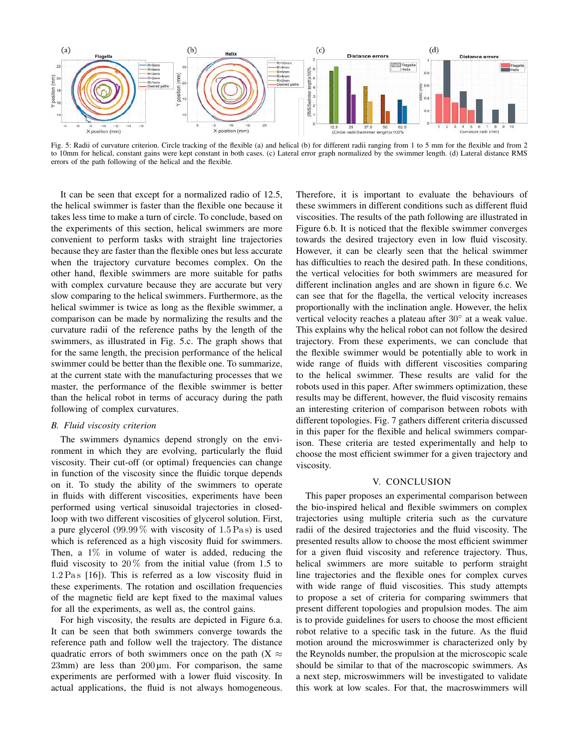Fig. 5: Radii of curvature criterion. Circle tracking of the flexible (a) and helical (b) for different radii ranging from 1 to 5 mm for the flexible and from 2 to 10mm for helical, constant gains were kept constant in both cases. (c) Lateral error graph normalized by the swimmer length. (d) Lateral distance RMS errors of the path following of the helical and the flexible.

It can be seen that except for a normalized radio of 12.5, the helical swimmer is faster than the flexible one because it takes less time to make a turn of circle. To conclude, based on the experiments of this section, helical swimmers are more convenient to perform tasks with straight line trajectories because they are faster than the flexible ones but less accurate when the trajectory curvature becomes complex. On the other hand, flexible swimmers are more suitable for paths with complex curvature because they are accurate but very slow comparing to the helical swimmers. Furthermore, as the helical swimmer is twice as long as the flexible swimmer, a comparison can be made by normalizing the results and the curvature radii of the reference paths by the length of the swimmers, as illustrated in Fig. 5.c. The graph shows that for the same length, the precision performance of the helical swimmer could be better than the flexible one. To summarize, at the current state with the manufacturing processes that we master, the performance of the flexible swimmer is better than the helical robot in terms of accuracy during the path following of complex curvatures.

### B. Fluid viscosity criterion

The swimmers dynamics depend strongly on the environment in which they are evolving, particularly the fluid viscosity. Their cut-off (or optimal) frequencies can change in function of the viscosity since the fluidic torque depends on it. To study the ability of the swimmers to operate in fluids with different viscosities, experiments have been performed using vertical sinusoidal trajectories in closed-loop with two different viscosities of glycerol solution. First, a pure glycerol ($99.99\,\%$ with viscosity of $1.5\,\mathrm{Pa\,s}$) is used which is referenced as a high viscosity fluid for swimmers. Then, a $1\%$ in volume of water is added, reducing the fluid viscosity to $20\,\%$ from the initial value (from 1.5 to $1.2\,\mathrm{Pa\,s}$ [16]). This is referred as a low viscosity fluid in these experiments. The rotation and oscillation frequencies of the magnetic field are kept fixed to the maximal values for all the experiments, as well as, the control gains.

For high viscosity, the results are depicted in Figure 6.a. It can be seen that both swimmers converge towards the reference path and follow well the trajectory. The distance quadratic errors of both swimmers once on the path (X $\approx$ 23mm) are less than $200\,\mu\mathrm{m}$. For comparison, the same experiments are performed with a lower fluid viscosity. In actual applications, the fluid is not always homogeneous. Therefore, it is important to evaluate the behaviours of these swimmers in different conditions such as different fluid viscosities. The results of the path following are illustrated in Figure 6.b. It is noticed that the flexible swimmer converges towards the desired trajectory even in low fluid viscosity. However, it can be clearly seen that the helical swimmer has difficulties to reach the desired path. In these conditions, the vertical velocities for both swimmers are measured for different inclination angles and are shown in figure 6.c. We can see that for the flagella, the vertical velocity increases proportionally with the inclination angle. However, the helix vertical velocity reaches a plateau after $30°$ at a weak value. This explains why the helical robot can not follow the desired trajectory. From these experiments, we can conclude that the flexible swimmer would be potentially able to work in wide range of fluids with different viscosities comparing to the helical swimmer. These results are valid for the robots used in this paper. After swimmers optimization, these results may be different, however, the fluid viscosity remains an interesting criterion of comparison between robots with different topologies. Fig. 7 gathers different criteria discussed in this paper for the flexible and helical swimmers comparison. These criteria are tested experimentally and help to choose the most efficient swimmer for a given trajectory and viscosity.

## V. CONCLUSION

This paper proposes an experimental comparison between the bio-inspired helical and flexible swimmers on complex trajectories using multiple criteria such as the curvature radii of the desired trajectories and the fluid viscosity. The presented results allow to choose the most efficient swimmer for a given fluid viscosity and reference trajectory. Thus, helical swimmers are more suitable to perform straight line trajectories and the flexible ones for complex curves with wide range of fluid viscosities. This study attempts to propose a set of criteria for comparing swimmers that present different topologies and propulsion modes. The aim is to provide guidelines for users to choose the most efficient robot relative to a specific task in the future. As the fluid motion around the microswimmer is characterized only by the Reynolds number, the propulsion at the microscopic scale should be similar to that of the macroscopic swimmers. As a next step, microswimmers will be investigated to validate this work at low scales. For that, the macroswimmers will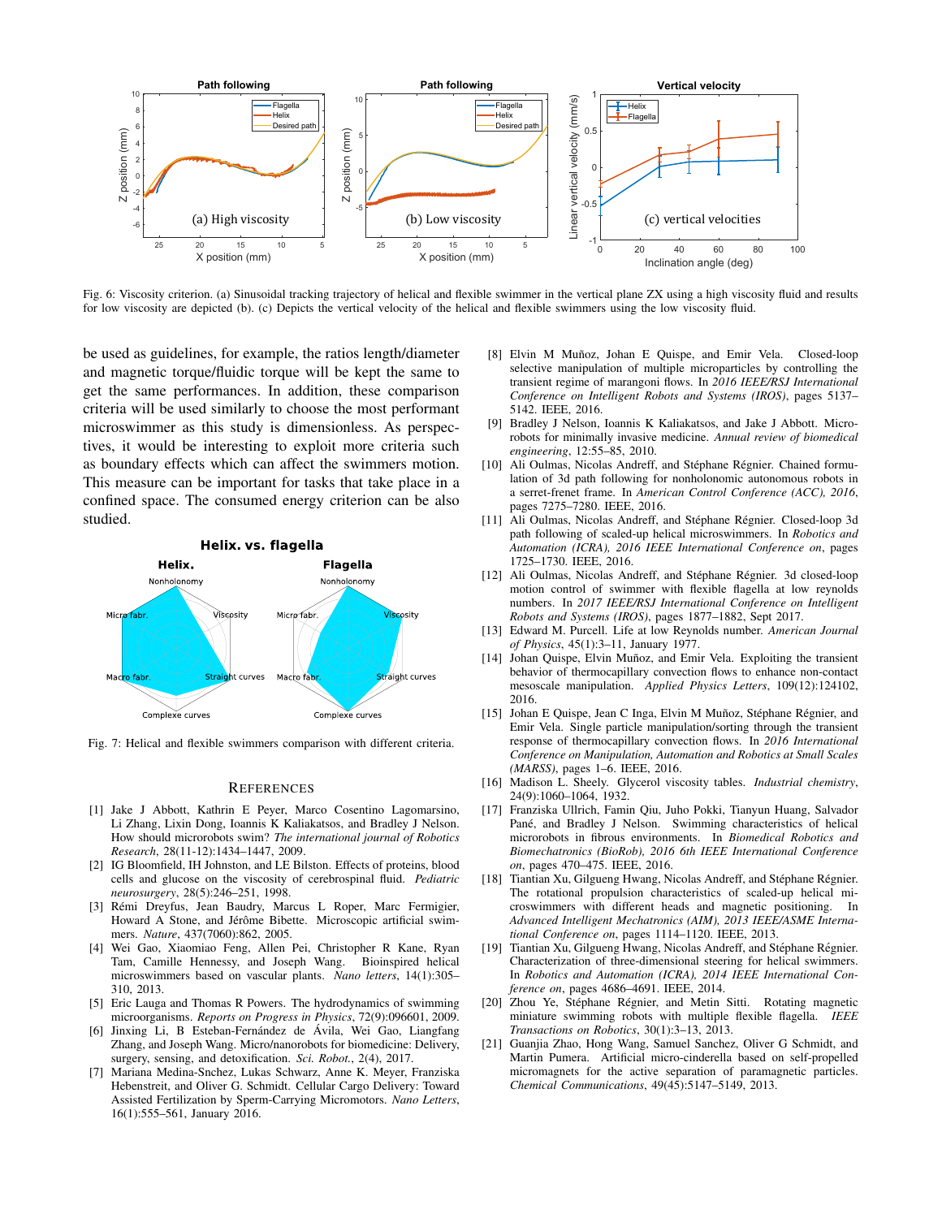Path following

10
8
6
4
2
0
-2
-4
-6

Z position (mm)

Flagella
Helix
Desired path

(a) High viscosity

25 20 15 10 5

X position (mm)

Path following

10
5
0
-5

Z position (mm)

Flagella
Helix
Desired path

(b) Low viscosity

25 20 15 10 5

X position (mm)

Vertical velocity

1
0.5
0
-0.5
-1

Linear vertical velocity (mm/s)

Helix
Flagella

(c) vertical velocities

0 20 40 60 80 100

Inclination angle (deg)

Fig. 6: Viscosity criterion. (a) Sinusoidal tracking trajectory of helical and flexible swimmer in the vertical plane ZX using a high viscosity fluid and results for low viscosity are depicted (b). (c) Depicts the vertical velocity of the helical and flexible swimmers using the low viscosity fluid.

be used as guidelines, for example, the ratios length/diameter and magnetic torque/fluidic torque will be kept the same to get the same performances. In addition, these comparison criteria will be used similarly to choose the most performant microswimmer as this study is dimensionless. As perspectives, it would be interesting to exploit more criteria such as boundary effects which can affect the swimmers motion. This measure can be important for tasks that take place in a confined space. The consumed energy criterion can be also studied.

**Helix. vs. flagella**

**Helix.**

Nonholonomy
Viscosity
Straight curves
Complexe curves
Macro fabr.
Micro fabr.

**Flagella**

Nonholonomy
Viscosity
Straight curves
Complexe curves
Macro fabr.
Micro fabr.

Fig. 7: Helical and flexible swimmers comparison with different criteria.

## References

[1] Jake J Abbott, Kathrin E Peyer, Marco Cosentino Lagomarsino, Li Zhang, Lixin Dong, Ioannis K Kaliakatsos, and Bradley J Nelson. How should microrobots swim? *The international journal of Robotics Research*, 28(11-12):1434–1447, 2009.

[2] IG Bloomfield, IH Johnston, and LE Bilston. Effects of proteins, blood cells and glucose on the viscosity of cerebrospinal fluid. *Pediatric neurosurgery*, 28(5):246–251, 1998.

[3] Rémi Dreyfus, Jean Baudry, Marcus L Roper, Marc Fermigier, Howard A Stone, and Jérôme Bibette. Microscopic artificial swimmers. *Nature*, 437(7060):862, 2005.

[4] Wei Gao, Xiaomiao Feng, Allen Pei, Christopher R Kane, Ryan Tam, Camille Hennessy, and Joseph Wang. Bioinspired helical microswimmers based on vascular plants. *Nano letters*, 14(1):305–310, 2013.

[5] Eric Lauga and Thomas R Powers. The hydrodynamics of swimming microorganisms. *Reports on Progress in Physics*, 72(9):096601, 2009.

[6] Jinxing Li, B Esteban-Fernández de Ávila, Wei Gao, Liangfang Zhang, and Joseph Wang. Micro/nanorobots for biomedicine: Delivery, surgery, sensing, and detoxification. *Sci. Robot.*, 2(4), 2017.

[7] Mariana Medina-Snchez, Lukas Schwarz, Anne K. Meyer, Franziska Hebenstreit, and Oliver G. Schmidt. Cellular Cargo Delivery: Toward Assisted Fertilization by Sperm-Carrying Micromotors. *Nano Letters*, 16(1):555–561, January 2016.

[8] Elvin M Muñoz, Johan E Quispe, and Emir Vela. Closed-loop selective manipulation of multiple microparticles by controlling the transient regime of marangoni flows. In *2016 IEEE/RSJ International Conference on Intelligent Robots and Systems (IROS)*, pages 5137–5142. IEEE, 2016.

[9] Bradley J Nelson, Ioannis K Kaliakatsos, and Jake J Abbott. Microrobots for minimally invasive medicine. *Annual review of biomedical engineering*, 12:55–85, 2010.

[10] Ali Oulmas, Nicolas Andreff, and Stéphane Régnier. Chained formulation of 3d path following for nonholonomic autonomous robots in a serret-frenet frame. In *American Control Conference (ACC), 2016*, pages 7275–7280. IEEE, 2016.

[11] Ali Oulmas, Nicolas Andreff, and Stéphane Régnier. Closed-loop 3d path following of scaled-up helical microswimmers. In *Robotics and Automation (ICRA), 2016 IEEE International Conference on*, pages 1725–1730. IEEE, 2016.

[12] Ali Oulmas, Nicolas Andreff, and Stéphane Régnier. 3d closed-loop motion control of swimmer with flexible flagella at low reynolds numbers. In *2017 IEEE/RSJ International Conference on Intelligent Robots and Systems (IROS)*, pages 1877–1882, Sept 2017.

[13] Edward M. Purcell. Life at low Reynolds number. *American Journal of Physics*, 45(1):3–11, January 1977.

[14] Johan Quispe, Elvin Muñoz, and Emir Vela. Exploiting the transient behavior of thermocapillary convection flows to enhance non-contact mesoscale manipulation. *Applied Physics Letters*, 109(12):124102, 2016.

[15] Johan E Quispe, Jean C Inga, Elvin M Muñoz, Stéphane Régnier, and Emir Vela. Single particle manipulation/sorting through the transient response of thermocapillary convection flows. In *2016 International Conference on Manipulation, Automation and Robotics at Small Scales (MARSS)*, pages 1–6. IEEE, 2016.

[16] Madison L. Sheely. Glycerol viscosity tables. *Industrial chemistry*, 24(9):1060–1064, 1932.

[17] Franziska Ullrich, Famin Qiu, Juho Pokki, Tianyun Huang, Salvador Pané, and Bradley J Nelson. Swimming characteristics of helical microrobots in fibrous environments. In *Biomedical Robotics and Biomechatronics (BioRob), 2016 6th IEEE International Conference on*, pages 470–475. IEEE, 2016.

[18] Tiantian Xu, Gilgueng Hwang, Nicolas Andreff, and Stéphane Régnier. The rotational propulsion characteristics of scaled-up helical microswimmers with different heads and magnetic positioning. In *Advanced Intelligent Mechatronics (AIM), 2013 IEEE/ASME International Conference on*, pages 1114–1120. IEEE, 2013.

[19] Tiantian Xu, Gilgueng Hwang, Nicolas Andreff, and Stéphane Régnier. Characterization of three-dimensional steering for helical swimmers. In *Robotics and Automation (ICRA), 2014 IEEE International Conference on*, pages 4686–4691. IEEE, 2014.

[20] Zhou Ye, Stéphane Régnier, and Metin Sitti. Rotating magnetic miniature swimming robots with multiple flexible flagella. *IEEE Transactions on Robotics*, 30(1):3–13, 2013.

[21] Guanjia Zhao, Hong Wang, Samuel Sanchez, Oliver G Schmidt, and Martin Pumera. Artificial micro-cinderella based on self-propelled micromagnets for the active separation of paramagnetic particles. *Chemical Communications*, 49(45):5147–5149, 2013.